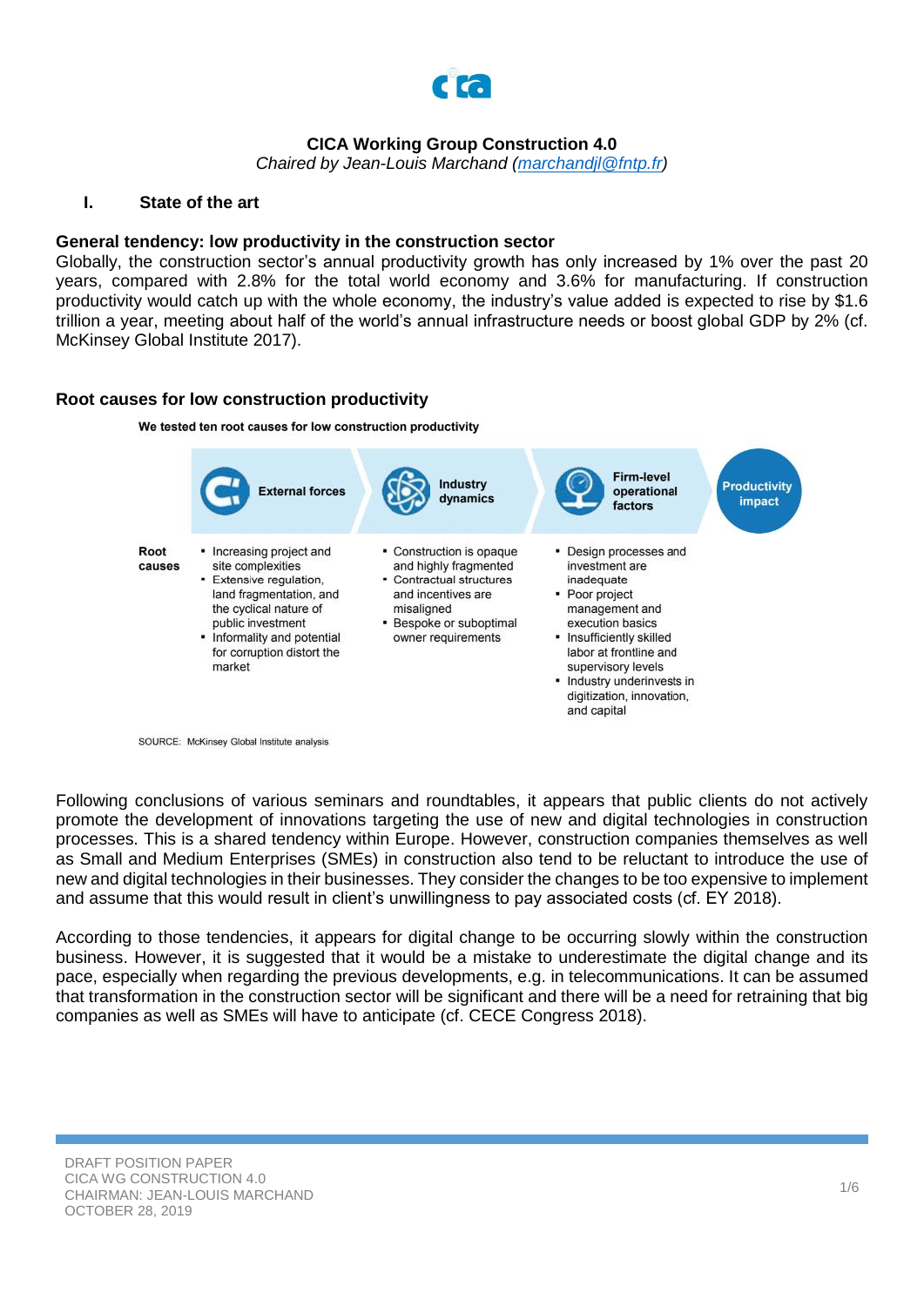**CICA Working Group Construction 4.0**

*Chaired by Jean-Louis Marchand (marchandjl@fntp.fr)*

## I. State of the art

### General tendency: low productivity in the construction sector

Globally, the construction sector's annual productivity growth has only increased by 1% over the past 20 years, compared with 2.8% for the total world economy and 3.6% for manufacturing. If construction productivity would catch up with the whole economy, the industry's value added is expected to rise by $1.6 trillion a year, meeting about half of the world's annual infrastructure needs or boost global GDP by 2% (cf. McKinsey Global Institute 2017).

### Root causes for low construction productivity

**We tested ten root causes for low construction productivity**

| | External forces | Industry dynamics | Firm-level operational factors | Productivity impact |
|---|---|---|---|---|
| **Root causes** | ▪ Increasing project and site complexities<br>▪ Extensive regulation, land fragmentation, and the cyclical nature of public investment<br>▪ Informality and potential for corruption distort the market | ▪ Construction is opaque and highly fragmented<br>▪ Contractual structures and incentives are misaligned<br>▪ Bespoke or suboptimal owner requirements | ▪ Design processes and investment are inadequate<br>▪ Poor project management and execution basics<br>▪ Insufficiently skilled labor at frontline and supervisory levels<br>▪ Industry underinvests in digitization, innovation, and capital | |

SOURCE: McKinsey Global Institute analysis

Following conclusions of various seminars and roundtables, it appears that public clients do not actively promote the development of innovations targeting the use of new and digital technologies in construction processes. This is a shared tendency within Europe. However, construction companies themselves as well as Small and Medium Enterprises (SMEs) in construction also tend to be reluctant to introduce the use of new and digital technologies in their businesses. They consider the changes to be too expensive to implement and assume that this would result in client's unwillingness to pay associated costs (cf. EY 2018).

According to those tendencies, it appears for digital change to be occurring slowly within the construction business. However, it is suggested that it would be a mistake to underestimate the digital change and its pace, especially when regarding the previous developments, e.g. in telecommunications. It can be assumed that transformation in the construction sector will be significant and there will be a need for retraining that big companies as well as SMEs will have to anticipate (cf. CECE Congress 2018).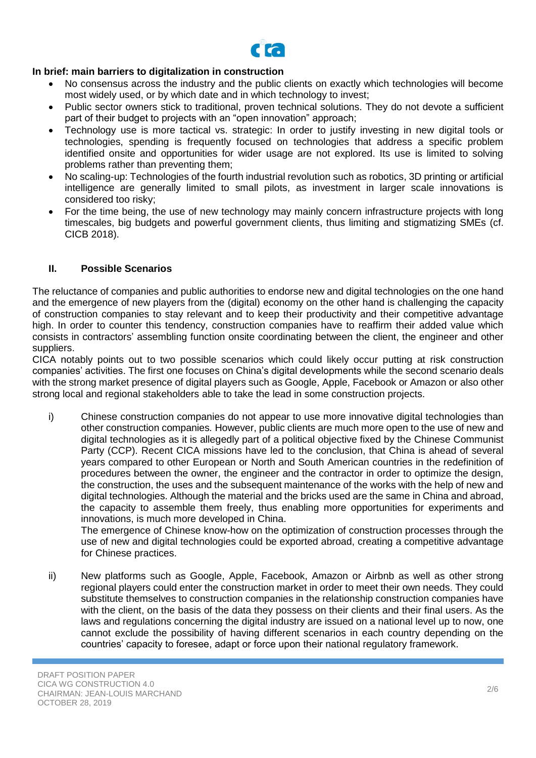**In brief: main barriers to digitalization in construction**

- No consensus across the industry and the public clients on exactly which technologies will become most widely used, or by which date and in which technology to invest;
- Public sector owners stick to traditional, proven technical solutions. They do not devote a sufficient part of their budget to projects with an "open innovation" approach;
- Technology use is more tactical vs. strategic: In order to justify investing in new digital tools or technologies, spending is frequently focused on technologies that address a specific problem identified onsite and opportunities for wider usage are not explored. Its use is limited to solving problems rather than preventing them;
- No scaling-up: Technologies of the fourth industrial revolution such as robotics, 3D printing or artificial intelligence are generally limited to small pilots, as investment in larger scale innovations is considered too risky;
- For the time being, the use of new technology may mainly concern infrastructure projects with long timescales, big budgets and powerful government clients, thus limiting and stigmatizing SMEs (cf. CICB 2018).

## II. Possible Scenarios

The reluctance of companies and public authorities to endorse new and digital technologies on the one hand and the emergence of new players from the (digital) economy on the other hand is challenging the capacity of construction companies to stay relevant and to keep their productivity and their competitive advantage high. In order to counter this tendency, construction companies have to reaffirm their added value which consists in contractors' assembling function onsite coordinating between the client, the engineer and other suppliers.

CICA notably points out to two possible scenarios which could likely occur putting at risk construction companies' activities. The first one focuses on China's digital developments while the second scenario deals with the strong market presence of digital players such as Google, Apple, Facebook or Amazon or also other strong local and regional stakeholders able to take the lead in some construction projects.

i) Chinese construction companies do not appear to use more innovative digital technologies than other construction companies. However, public clients are much more open to the use of new and digital technologies as it is allegedly part of a political objective fixed by the Chinese Communist Party (CCP). Recent CICA missions have led to the conclusion, that China is ahead of several years compared to other European or North and South American countries in the redefinition of procedures between the owner, the engineer and the contractor in order to optimize the design, the construction, the uses and the subsequent maintenance of the works with the help of new and digital technologies. Although the material and the bricks used are the same in China and abroad, the capacity to assemble them freely, thus enabling more opportunities for experiments and innovations, is much more developed in China.

   The emergence of Chinese know-how on the optimization of construction processes through the use of new and digital technologies could be exported abroad, creating a competitive advantage for Chinese practices.

ii) New platforms such as Google, Apple, Facebook, Amazon or Airbnb as well as other strong regional players could enter the construction market in order to meet their own needs. They could substitute themselves to construction companies in the relationship construction companies have with the client, on the basis of the data they possess on their clients and their final users. As the laws and regulations concerning the digital industry are issued on a national level up to now, one cannot exclude the possibility of having different scenarios in each country depending on the countries' capacity to foresee, adapt or force upon their national regulatory framework.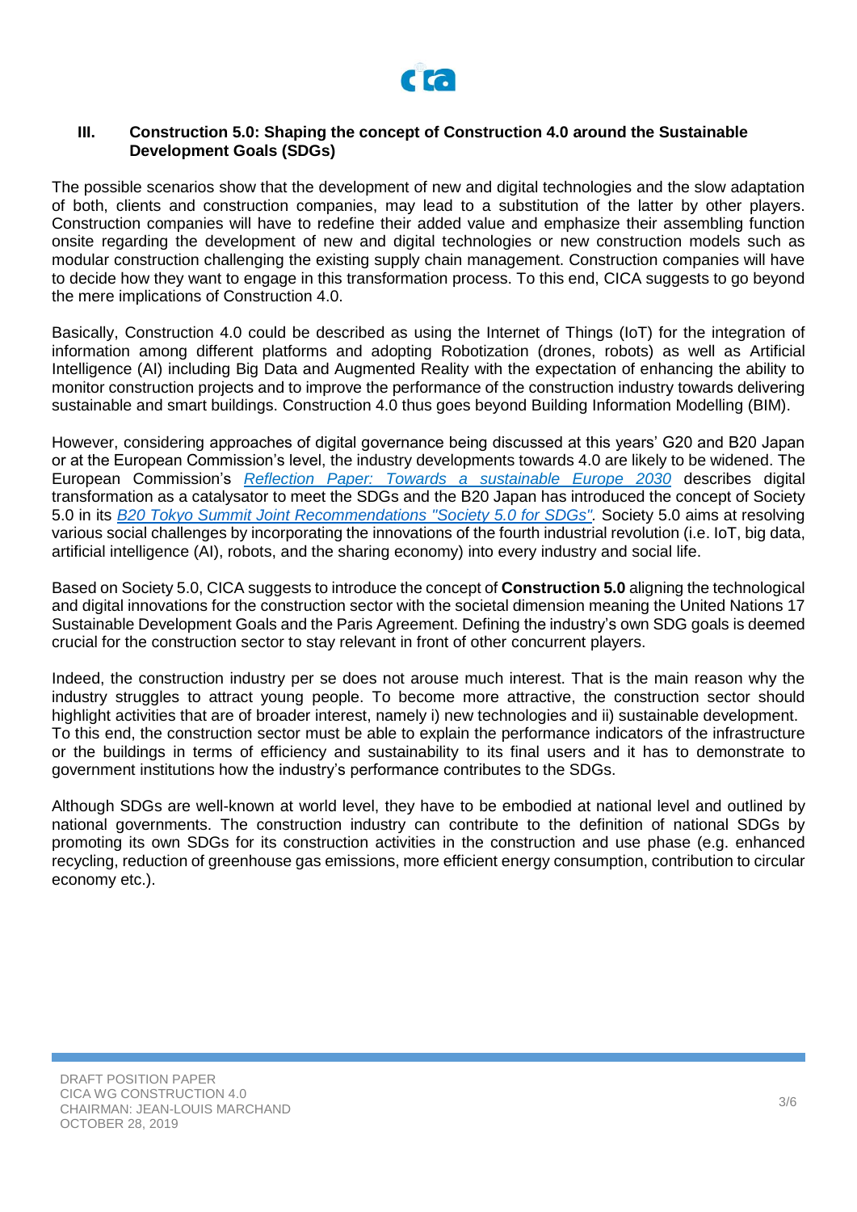## III. Construction 5.0: Shaping the concept of Construction 4.0 around the Sustainable Development Goals (SDGs)

The possible scenarios show that the development of new and digital technologies and the slow adaptation of both, clients and construction companies, may lead to a substitution of the latter by other players. Construction companies will have to redefine their added value and emphasize their assembling function onsite regarding the development of new and digital technologies or new construction models such as modular construction challenging the existing supply chain management. Construction companies will have to decide how they want to engage in this transformation process. To this end, CICA suggests to go beyond the mere implications of Construction 4.0.

Basically, Construction 4.0 could be described as using the Internet of Things (IoT) for the integration of information among different platforms and adopting Robotization (drones, robots) as well as Artificial Intelligence (AI) including Big Data and Augmented Reality with the expectation of enhancing the ability to monitor construction projects and to improve the performance of the construction industry towards delivering sustainable and smart buildings. Construction 4.0 thus goes beyond Building Information Modelling (BIM).

However, considering approaches of digital governance being discussed at this years' G20 and B20 Japan or at the European Commission's level, the industry developments towards 4.0 are likely to be widened. The European Commission's *Reflection Paper: Towards a sustainable Europe 2030* describes digital transformation as a catalysator to meet the SDGs and the B20 Japan has introduced the concept of Society 5.0 in its *B20 Tokyo Summit Joint Recommendations "Society 5.0 for SDGs".* Society 5.0 aims at resolving various social challenges by incorporating the innovations of the fourth industrial revolution (i.e. IoT, big data, artificial intelligence (AI), robots, and the sharing economy) into every industry and social life.

Based on Society 5.0, CICA suggests to introduce the concept of **Construction 5.0** aligning the technological and digital innovations for the construction sector with the societal dimension meaning the United Nations 17 Sustainable Development Goals and the Paris Agreement. Defining the industry's own SDG goals is deemed crucial for the construction sector to stay relevant in front of other concurrent players.

Indeed, the construction industry per se does not arouse much interest. That is the main reason why the industry struggles to attract young people. To become more attractive, the construction sector should highlight activities that are of broader interest, namely i) new technologies and ii) sustainable development. To this end, the construction sector must be able to explain the performance indicators of the infrastructure or the buildings in terms of efficiency and sustainability to its final users and it has to demonstrate to government institutions how the industry's performance contributes to the SDGs.

Although SDGs are well-known at world level, they have to be embodied at national level and outlined by national governments. The construction industry can contribute to the definition of national SDGs by promoting its own SDGs for its construction activities in the construction and use phase (e.g. enhanced recycling, reduction of greenhouse gas emissions, more efficient energy consumption, contribution to circular economy etc.).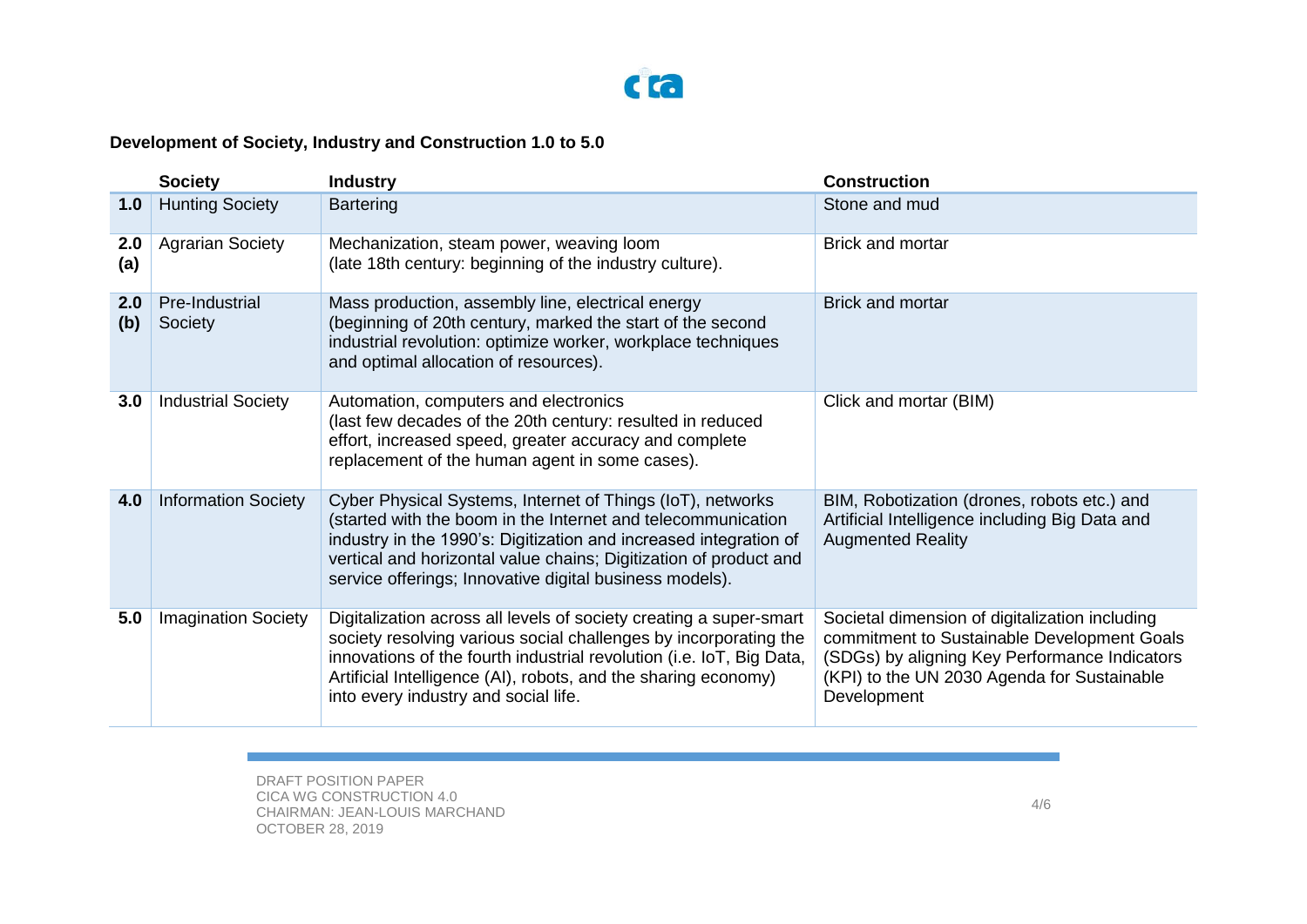**Development of Society, Industry and Construction 1.0 to 5.0**

| | Society | Industry | Construction |
|---|---|---|---|
| **1.0** | Hunting Society | Bartering | Stone and mud |
| **2.0 (a)** | Agrarian Society | Mechanization, steam power, weaving loom (late 18th century: beginning of the industry culture). | Brick and mortar |
| **2.0 (b)** | Pre-Industrial Society | Mass production, assembly line, electrical energy (beginning of 20th century, marked the start of the second industrial revolution: optimize worker, workplace techniques and optimal allocation of resources). | Brick and mortar |
| **3.0** | Industrial Society | Automation, computers and electronics (last few decades of the 20th century: resulted in reduced effort, increased speed, greater accuracy and complete replacement of the human agent in some cases). | Click and mortar (BIM) |
| **4.0** | Information Society | Cyber Physical Systems, Internet of Things (IoT), networks (started with the boom in the Internet and telecommunication industry in the 1990's: Digitization and increased integration of vertical and horizontal value chains; Digitization of product and service offerings; Innovative digital business models). | BIM, Robotization (drones, robots etc.) and Artificial Intelligence including Big Data and Augmented Reality |
| **5.0** | Imagination Society | Digitalization across all levels of society creating a super-smart society resolving various social challenges by incorporating the innovations of the fourth industrial revolution (i.e. IoT, Big Data, Artificial Intelligence (AI), robots, and the sharing economy) into every industry and social life. | Societal dimension of digitalization including commitment to Sustainable Development Goals (SDGs) by aligning Key Performance Indicators (KPI) to the UN 2030 Agenda for Sustainable Development |

DRAFT POSITION PAPER
CICA WG CONSTRUCTION 4.0
CHAIRMAN: JEAN-LOUIS MARCHAND
OCTOBER 28, 2019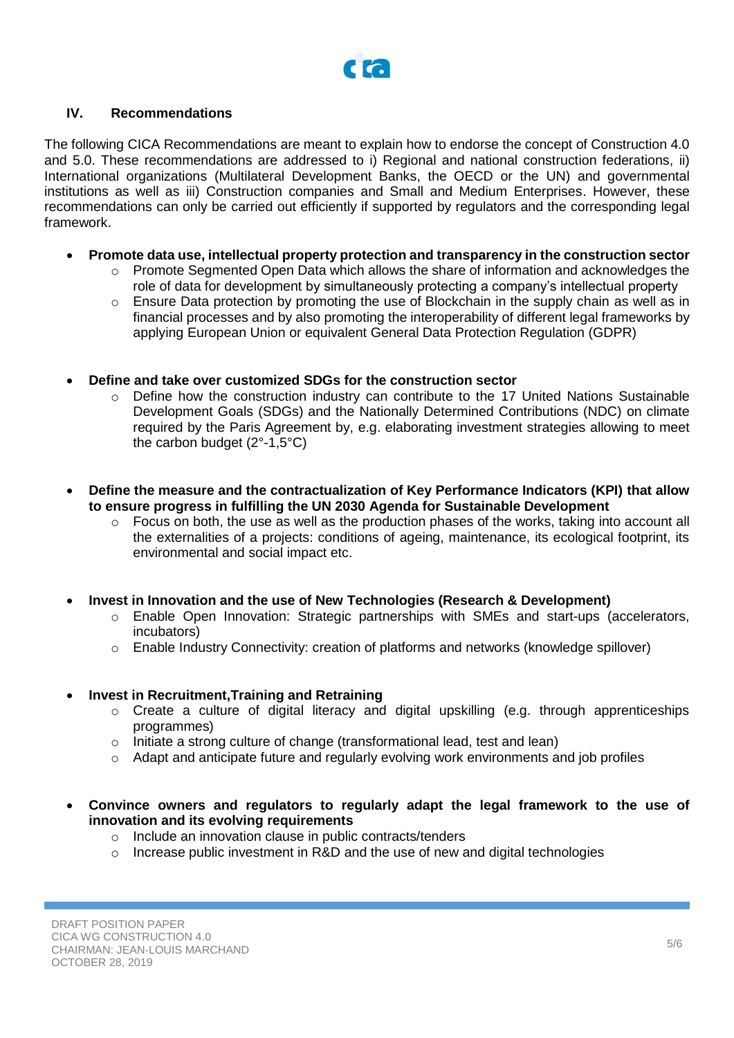## IV. Recommendations

The following CICA Recommendations are meant to explain how to endorse the concept of Construction 4.0 and 5.0. These recommendations are addressed to i) Regional and national construction federations, ii) International organizations (Multilateral Development Banks, the OECD or the UN) and governmental institutions as well as iii) Construction companies and Small and Medium Enterprises. However, these recommendations can only be carried out efficiently if supported by regulators and the corresponding legal framework.

- **Promote data use, intellectual property protection and transparency in the construction sector**
  - Promote Segmented Open Data which allows the share of information and acknowledges the role of data for development by simultaneously protecting a company's intellectual property
  - Ensure Data protection by promoting the use of Blockchain in the supply chain as well as in financial processes and by also promoting the interoperability of different legal frameworks by applying European Union or equivalent General Data Protection Regulation (GDPR)

- **Define and take over customized SDGs for the construction sector**
  - Define how the construction industry can contribute to the 17 United Nations Sustainable Development Goals (SDGs) and the Nationally Determined Contributions (NDC) on climate required by the Paris Agreement by, e.g. elaborating investment strategies allowing to meet the carbon budget (2°-1,5°C)

- **Define the measure and the contractualization of Key Performance Indicators (KPI) that allow to ensure progress in fulfilling the UN 2030 Agenda for Sustainable Development**
  - Focus on both, the use as well as the production phases of the works, taking into account all the externalities of a projects: conditions of ageing, maintenance, its ecological footprint, its environmental and social impact etc.

- **Invest in Innovation and the use of New Technologies (Research & Development)**
  - Enable Open Innovation: Strategic partnerships with SMEs and start-ups (accelerators, incubators)
  - Enable Industry Connectivity: creation of platforms and networks (knowledge spillover)

- **Invest in Recruitment,Training and Retraining**
  - Create a culture of digital literacy and digital upskilling (e.g. through apprenticeships programmes)
  - Initiate a strong culture of change (transformational lead, test and lean)
  - Adapt and anticipate future and regularly evolving work environments and job profiles

- **Convince owners and regulators to regularly adapt the legal framework to the use of innovation and its evolving requirements**
  - Include an innovation clause in public contracts/tenders
  - Increase public investment in R&D and the use of new and digital technologies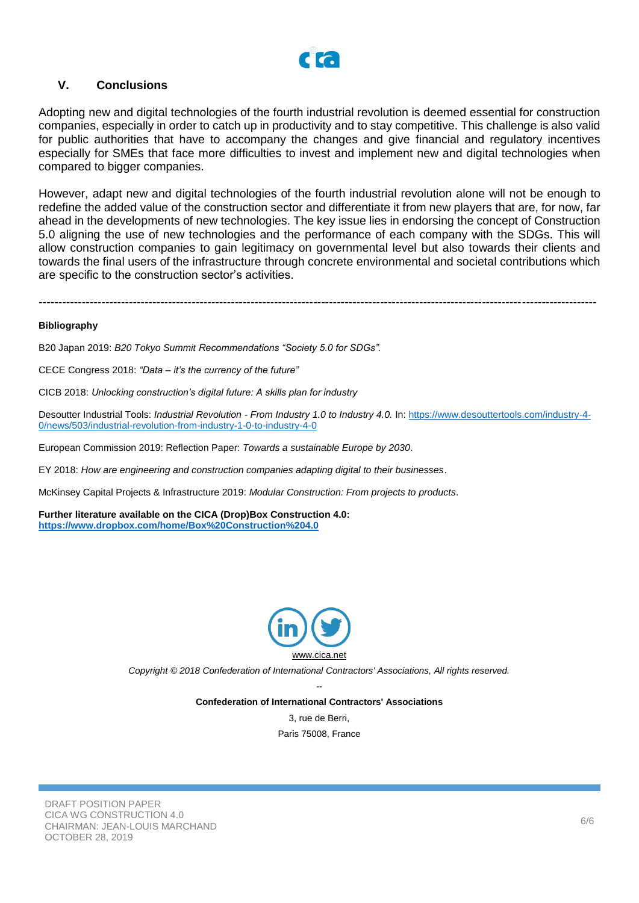## V. Conclusions

Adopting new and digital technologies of the fourth industrial revolution is deemed essential for construction companies, especially in order to catch up in productivity and to stay competitive. This challenge is also valid for public authorities that have to accompany the changes and give financial and regulatory incentives especially for SMEs that face more difficulties to invest and implement new and digital technologies when compared to bigger companies.

However, adapt new and digital technologies of the fourth industrial revolution alone will not be enough to redefine the added value of the construction sector and differentiate it from new players that are, for now, far ahead in the developments of new technologies. The key issue lies in endorsing the concept of Construction 5.0 aligning the use of new technologies and the performance of each company with the SDGs. This will allow construction companies to gain legitimacy on governmental level but also towards their clients and towards the final users of the infrastructure through concrete environmental and societal contributions which are specific to the construction sector's activities.

---

**Bibliography**

B20 Japan 2019: *B20 Tokyo Summit Recommendations "Society 5.0 for SDGs".*

CECE Congress 2018: *"Data – it's the currency of the future"*

CICB 2018: *Unlocking construction's digital future: A skills plan for industry*

Desoutter Industrial Tools: *Industrial Revolution - From Industry 1.0 to Industry 4.0.* In: https://www.desouttertools.com/industry-4-0/news/503/industrial-revolution-from-industry-1-0-to-industry-4-0

European Commission 2019: Reflection Paper: *Towards a sustainable Europe by 2030*.

EY 2018: *How are engineering and construction companies adapting digital to their businesses*.

McKinsey Capital Projects & Infrastructure 2019: *Modular Construction: From projects to products*.

**Further literature available on the CICA (Drop)Box Construction 4.0:**
**https://www.dropbox.com/home/Box%20Construction%204.0**

www.cica.net

*Copyright © 2018 Confederation of International Contractors' Associations, All rights reserved.*

--

**Confederation of International Contractors' Associations**

3, rue de Berri,

Paris 75008, France

DRAFT POSITION PAPER
CICA WG CONSTRUCTION 4.0
CHAIRMAN: JEAN-LOUIS MARCHAND
OCTOBER 28, 2019